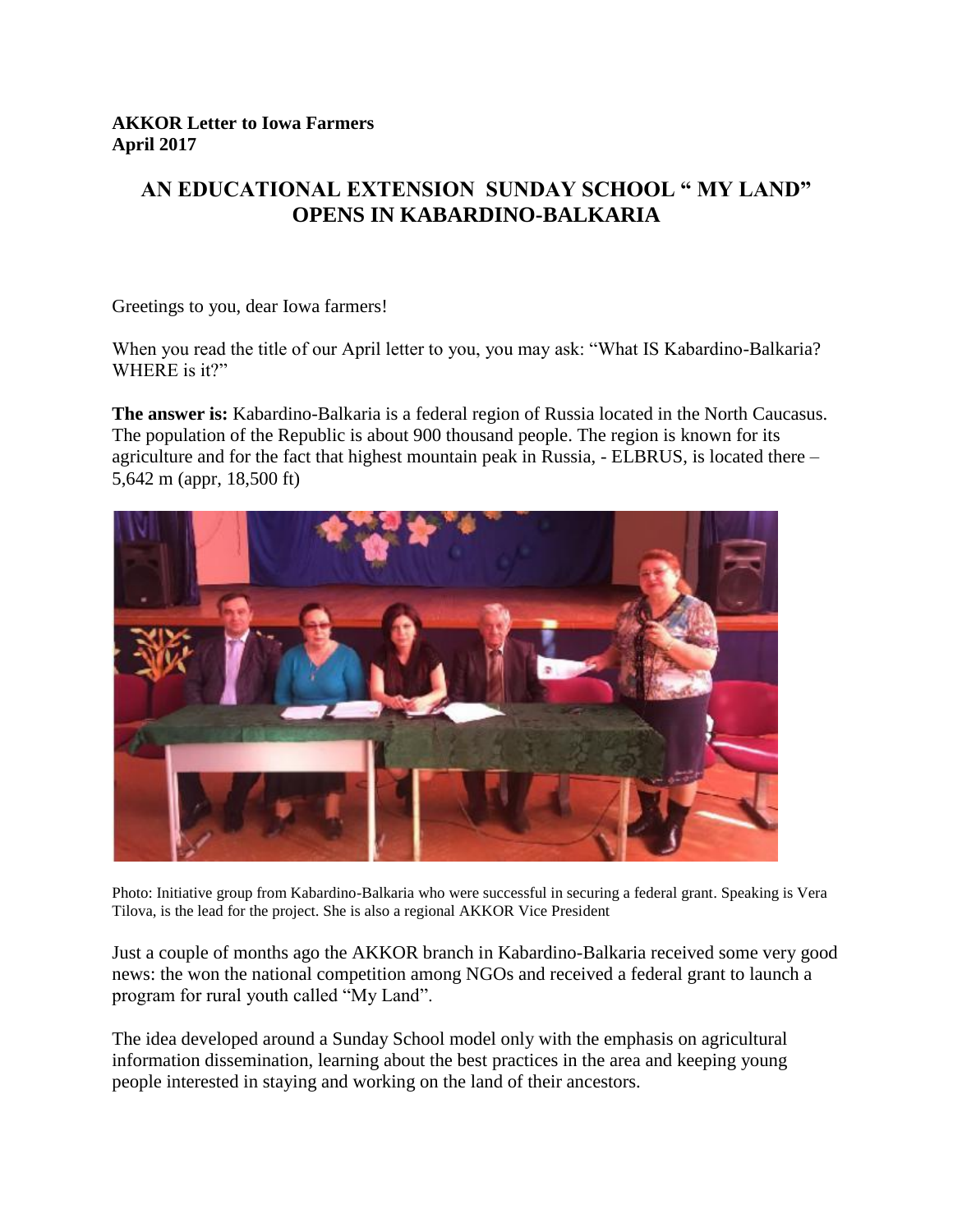**AKKOR Letter to Iowa Farmers**
**April 2017**

# AN EDUCATIONAL EXTENSION SUNDAY SCHOOL " MY LAND" OPENS IN KABARDINO-BALKARIA

Greetings to you, dear Iowa farmers!

When you read the title of our April letter to you, you may ask: "What IS Kabardino-Balkaria? WHERE is it?"

**The answer is:** Kabardino-Balkaria is a federal region of Russia located in the North Caucasus. The population of the Republic is about 900 thousand people. The region is known for its agriculture and for the fact that highest mountain peak in Russia, - ELBRUS, is located there – 5,642 m (appr, 18,500 ft)

Photo: Initiative group from Kabardino-Balkaria who were successful in securing a federal grant. Speaking is Vera Tilova, is the lead for the project. She is also a regional AKKOR Vice President

Just a couple of months ago the AKKOR branch in Kabardino-Balkaria received some very good news: the won the national competition among NGOs and received a federal grant to launch a program for rural youth called "My Land".

The idea developed around a Sunday School model only with the emphasis on agricultural information dissemination, learning about the best practices in the area and keeping young people interested in staying and working on the land of their ancestors.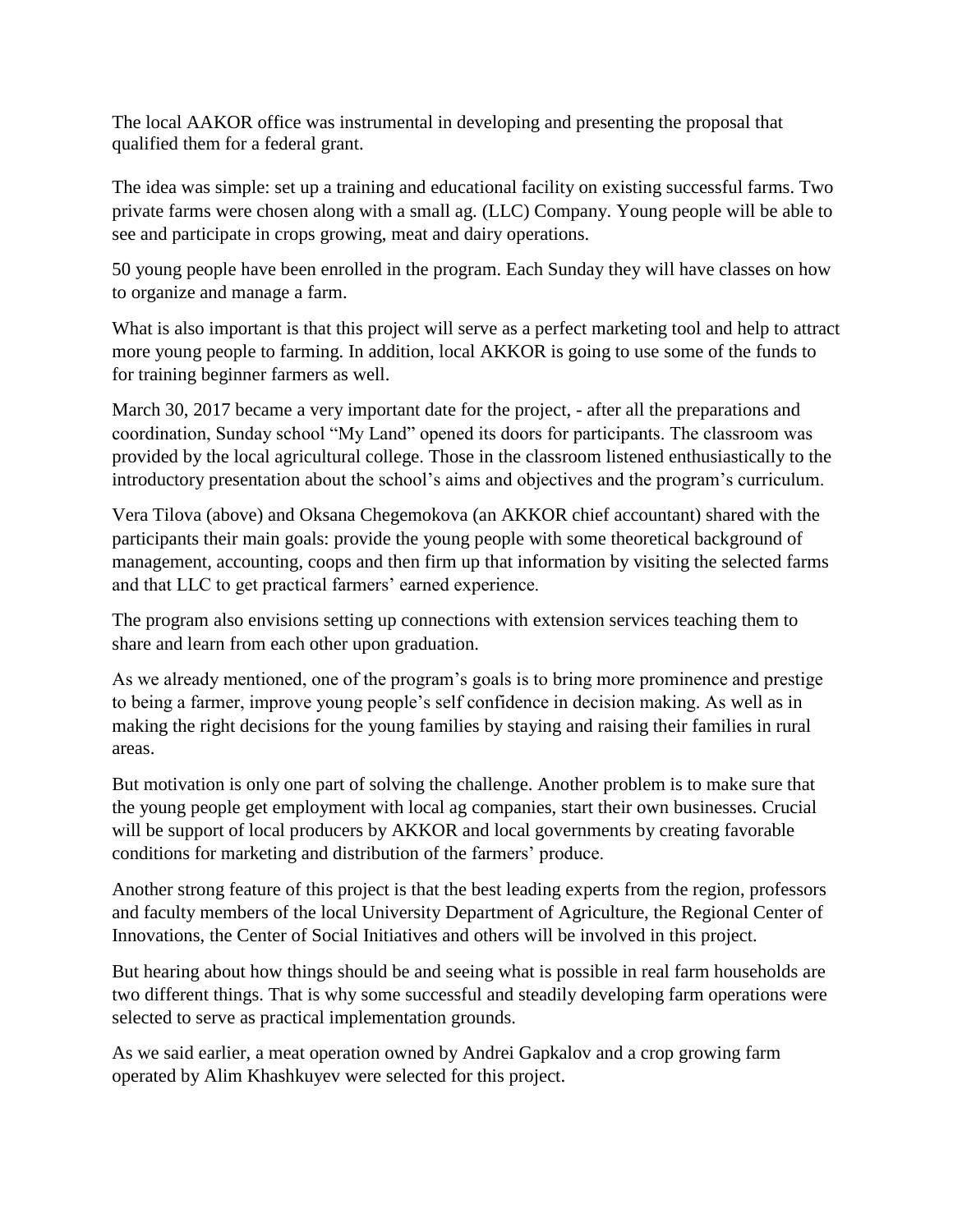The local AAKOR office was instrumental in developing and presenting the proposal that qualified them for a federal grant.

The idea was simple: set up a training and educational facility on existing successful farms. Two private farms were chosen along with a small ag. (LLC) Company. Young people will be able to see and participate in crops growing, meat and dairy operations.

50 young people have been enrolled in the program. Each Sunday they will have classes on how to organize and manage a farm.

What is also important is that this project will serve as a perfect marketing tool and help to attract more young people to farming. In addition, local AKKOR is going to use some of the funds to for training beginner farmers as well.

March 30, 2017 became a very important date for the project, - after all the preparations and coordination, Sunday school "My Land" opened its doors for participants. The classroom was provided by the local agricultural college. Those in the classroom listened enthusiastically to the introductory presentation about the school's aims and objectives and the program's curriculum.

Vera Tilova (above) and Oksana Chegemokova (an AKKOR chief accountant) shared with the participants their main goals: provide the young people with some theoretical background of management, accounting, coops and then firm up that information by visiting the selected farms and that LLC to get practical farmers' earned experience.

The program also envisions setting up connections with extension services teaching them to share and learn from each other upon graduation.

As we already mentioned, one of the program's goals is to bring more prominence and prestige to being a farmer, improve young people's self confidence in decision making. As well as in making the right decisions for the young families by staying and raising their families in rural areas.

But motivation is only one part of solving the challenge. Another problem is to make sure that the young people get employment with local ag companies, start their own businesses. Crucial will be support of local producers by AKKOR and local governments by creating favorable conditions for marketing and distribution of the farmers' produce.

Another strong feature of this project is that the best leading experts from the region, professors and faculty members of the local University Department of Agriculture, the Regional Center of Innovations, the Center of Social Initiatives and others will be involved in this project.

But hearing about how things should be and seeing what is possible in real farm households are two different things. That is why some successful and steadily developing farm operations were selected to serve as practical implementation grounds.

As we said earlier, a meat operation owned by Andrei Gapkalov and a crop growing farm operated by Alim Khashkuyev were selected for this project.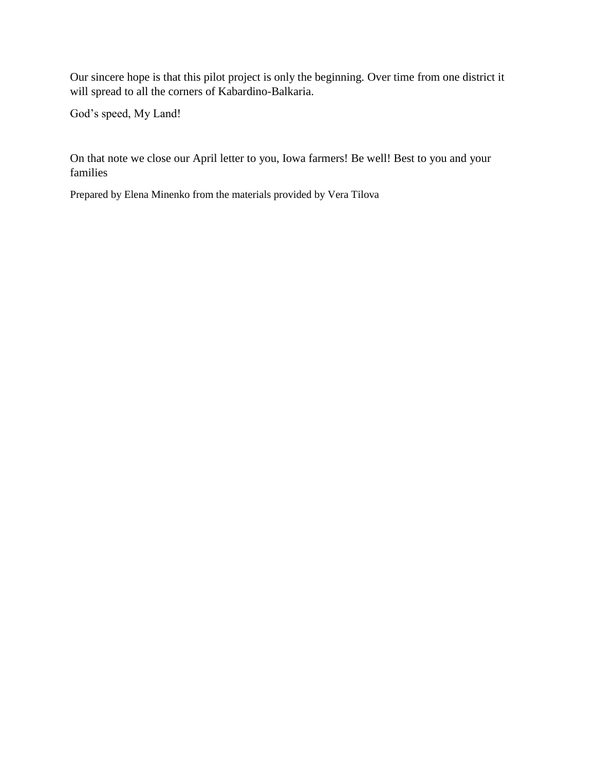Our sincere hope is that this pilot project is only the beginning. Over time from one district it will spread to all the corners of Kabardino-Balkaria.

God's speed, My Land!

On that note we close our April letter to you, Iowa farmers! Be well! Best to you and your families

Prepared by Elena Minenko from the materials provided by Vera Tilova